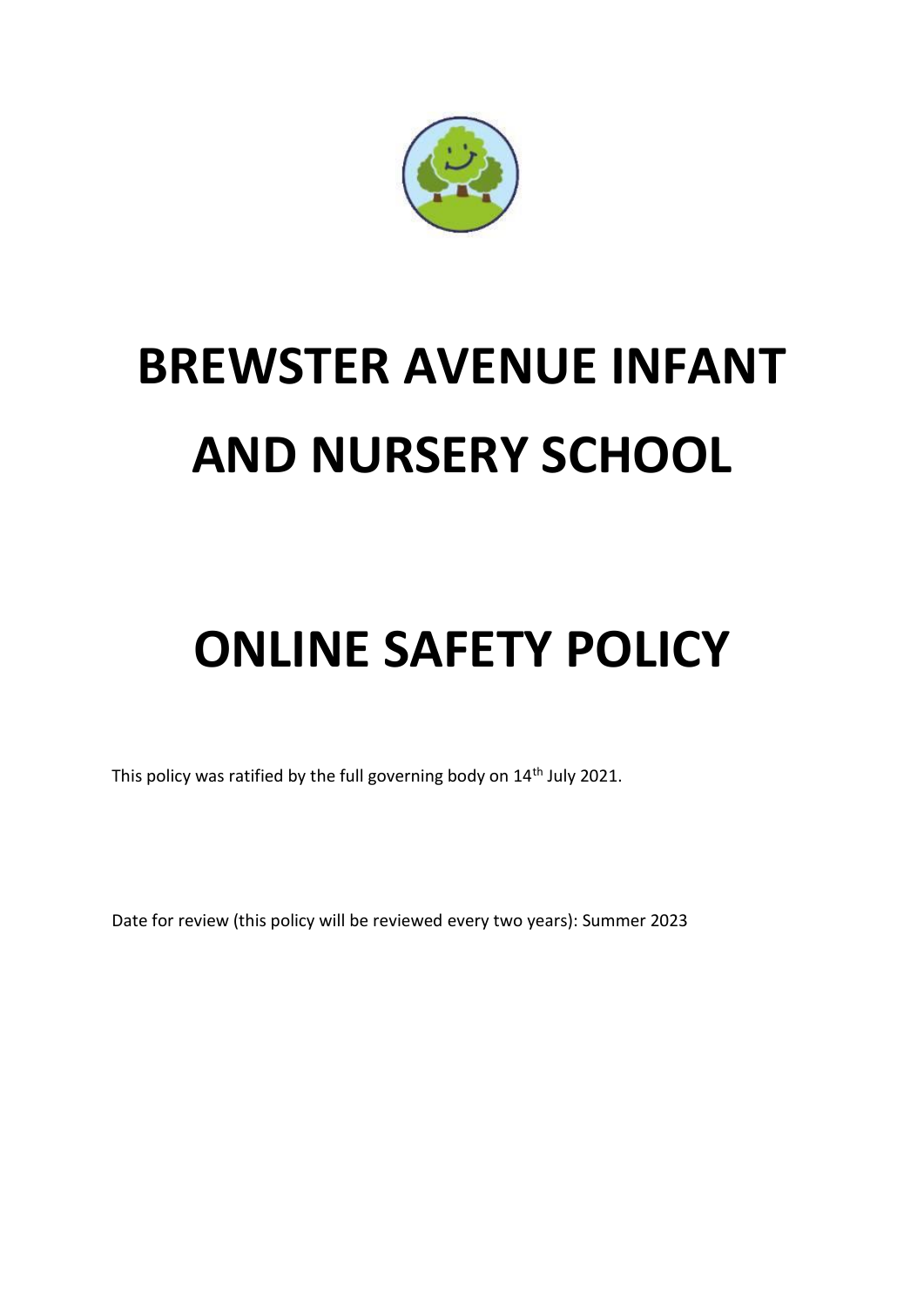# BREWSTER AVENUE INFANT AND NURSERY SCHOOL

# ONLINE SAFETY POLICY

This policy was ratified by the full governing body on 14th July 2021.

Date for review (this policy will be reviewed every two years): Summer 2023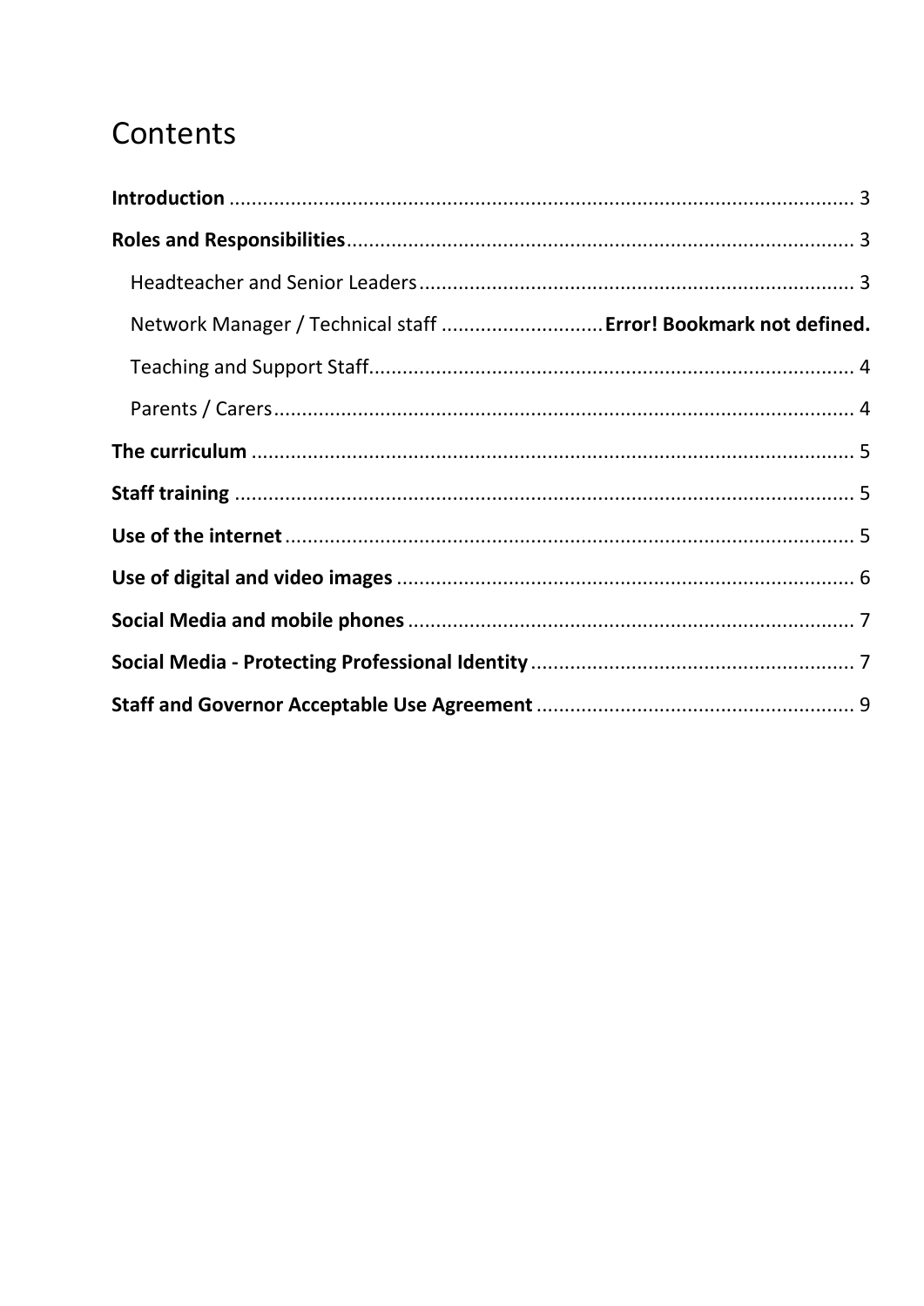# Contents

**Introduction** ........................................................................ 3

**Roles and Responsibilities** ........................................................ 3

- Headteacher and Senior Leaders ............................................... 3
- Network Manager / Technical staff ............................ **Error! Bookmark not defined.**
- Teaching and Support Staff ........................................................ 4
- Parents / Carers ....................................................................... 4

**The curriculum** ....................................................................... 5

**Staff training** ........................................................................... 5

**Use of the internet** ................................................................... 5

**Use of digital and video images** ................................................ 6

**Social Media and mobile phones** ................................................ 7

**Social Media - Protecting Professional Identity** .............................. 7

**Staff and Governor Acceptable Use Agreement** ............................. 9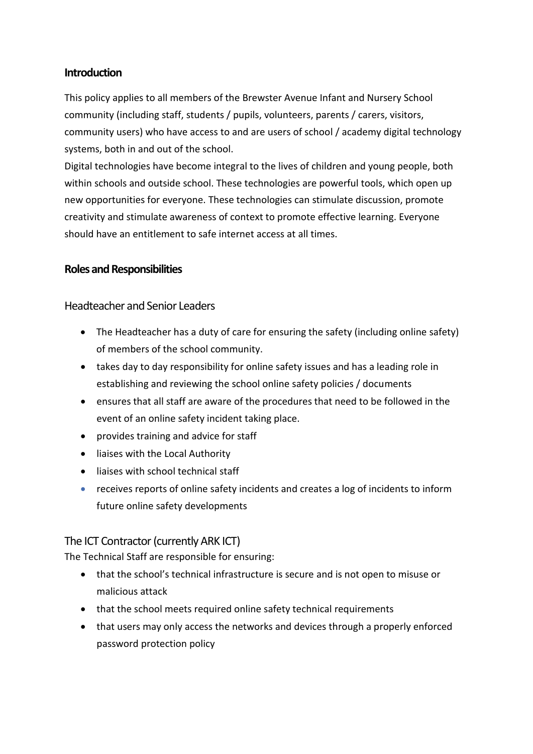## Introduction

This policy applies to all members of the Brewster Avenue Infant and Nursery School community (including staff, students / pupils, volunteers, parents / carers, visitors, community users) who have access to and are users of school / academy digital technology systems, both in and out of the school.

Digital technologies have become integral to the lives of children and young people, both within schools and outside school. These technologies are powerful tools, which open up new opportunities for everyone. These technologies can stimulate discussion, promote creativity and stimulate awareness of context to promote effective learning. Everyone should have an entitlement to safe internet access at all times.

## Roles and Responsibilities

### Headteacher and Senior Leaders

- The Headteacher has a duty of care for ensuring the safety (including online safety) of members of the school community.
- takes day to day responsibility for online safety issues and has a leading role in establishing and reviewing the school online safety policies / documents
- ensures that all staff are aware of the procedures that need to be followed in the event of an online safety incident taking place.
- provides training and advice for staff
- liaises with the Local Authority
- liaises with school technical staff
- receives reports of online safety incidents and creates a log of incidents to inform future online safety developments

### The ICT Contractor (currently ARK ICT)

The Technical Staff are responsible for ensuring:

- that the school's technical infrastructure is secure and is not open to misuse or malicious attack
- that the school meets required online safety technical requirements
- that users may only access the networks and devices through a properly enforced password protection policy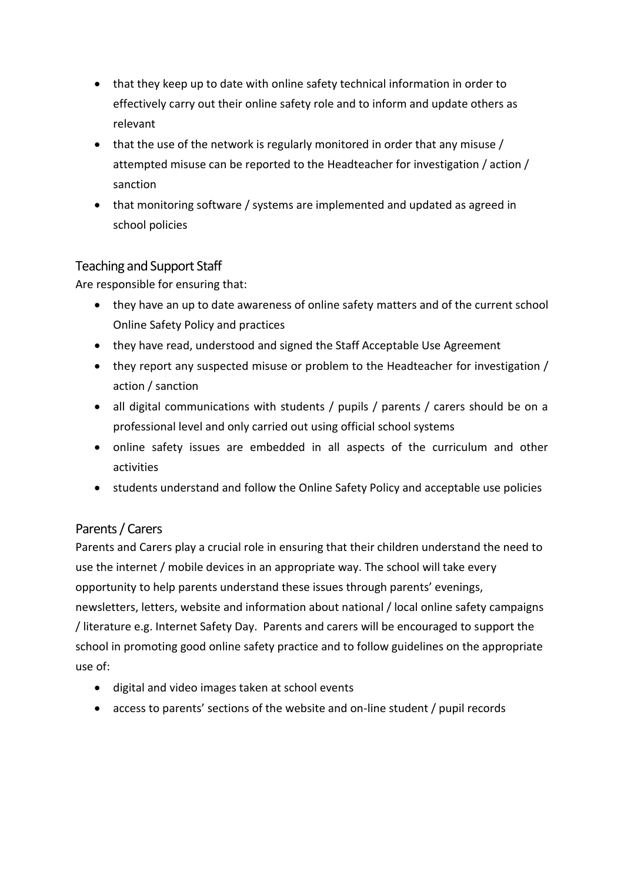- that they keep up to date with online safety technical information in order to effectively carry out their online safety role and to inform and update others as relevant
- that the use of the network is regularly monitored in order that any misuse / attempted misuse can be reported to the Headteacher for investigation / action / sanction
- that monitoring software / systems are implemented and updated as agreed in school policies

## Teaching and Support Staff

Are responsible for ensuring that:

- they have an up to date awareness of online safety matters and of the current school Online Safety Policy and practices
- they have read, understood and signed the Staff Acceptable Use Agreement
- they report any suspected misuse or problem to the Headteacher for investigation / action / sanction
- all digital communications with students / pupils / parents / carers should be on a professional level and only carried out using official school systems
- online safety issues are embedded in all aspects of the curriculum and other activities
- students understand and follow the Online Safety Policy and acceptable use policies

## Parents / Carers

Parents and Carers play a crucial role in ensuring that their children understand the need to use the internet / mobile devices in an appropriate way. The school will take every opportunity to help parents understand these issues through parents' evenings, newsletters, letters, website and information about national / local online safety campaigns / literature e.g. Internet Safety Day. Parents and carers will be encouraged to support the school in promoting good online safety practice and to follow guidelines on the appropriate use of:

- digital and video images taken at school events
- access to parents' sections of the website and on-line student / pupil records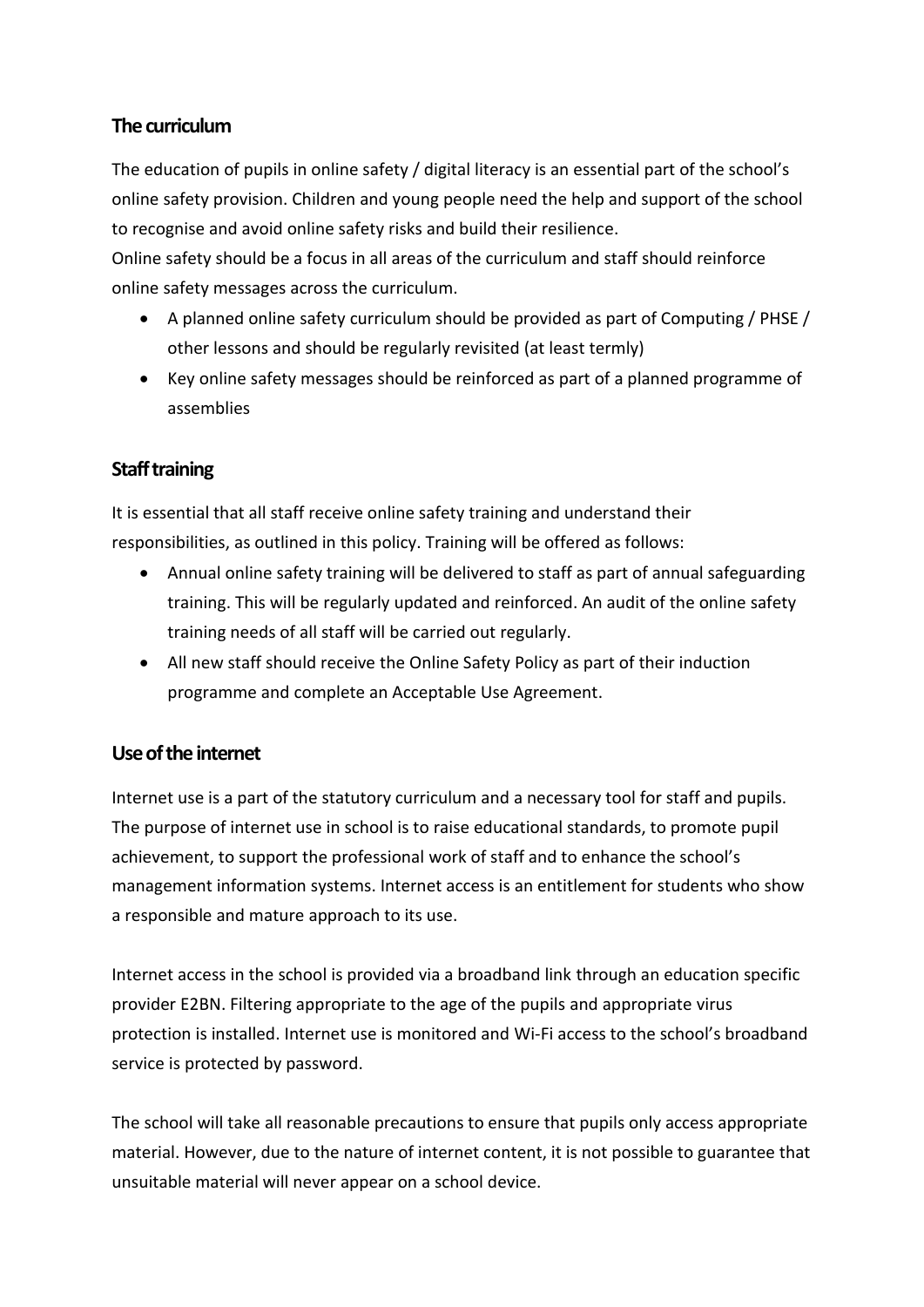## The curriculum

The education of pupils in online safety / digital literacy is an essential part of the school's online safety provision. Children and young people need the help and support of the school to recognise and avoid online safety risks and build their resilience.
Online safety should be a focus in all areas of the curriculum and staff should reinforce online safety messages across the curriculum.

- A planned online safety curriculum should be provided as part of Computing / PHSE / other lessons and should be regularly revisited (at least termly)
- Key online safety messages should be reinforced as part of a planned programme of assemblies

## Staff training

It is essential that all staff receive online safety training and understand their responsibilities, as outlined in this policy. Training will be offered as follows:

- Annual online safety training will be delivered to staff as part of annual safeguarding training. This will be regularly updated and reinforced. An audit of the online safety training needs of all staff will be carried out regularly.
- All new staff should receive the Online Safety Policy as part of their induction programme and complete an Acceptable Use Agreement.

## Use of the internet

Internet use is a part of the statutory curriculum and a necessary tool for staff and pupils. The purpose of internet use in school is to raise educational standards, to promote pupil achievement, to support the professional work of staff and to enhance the school's management information systems. Internet access is an entitlement for students who show a responsible and mature approach to its use.

Internet access in the school is provided via a broadband link through an education specific provider E2BN. Filtering appropriate to the age of the pupils and appropriate virus protection is installed. Internet use is monitored and Wi-Fi access to the school's broadband service is protected by password.

The school will take all reasonable precautions to ensure that pupils only access appropriate material. However, due to the nature of internet content, it is not possible to guarantee that unsuitable material will never appear on a school device.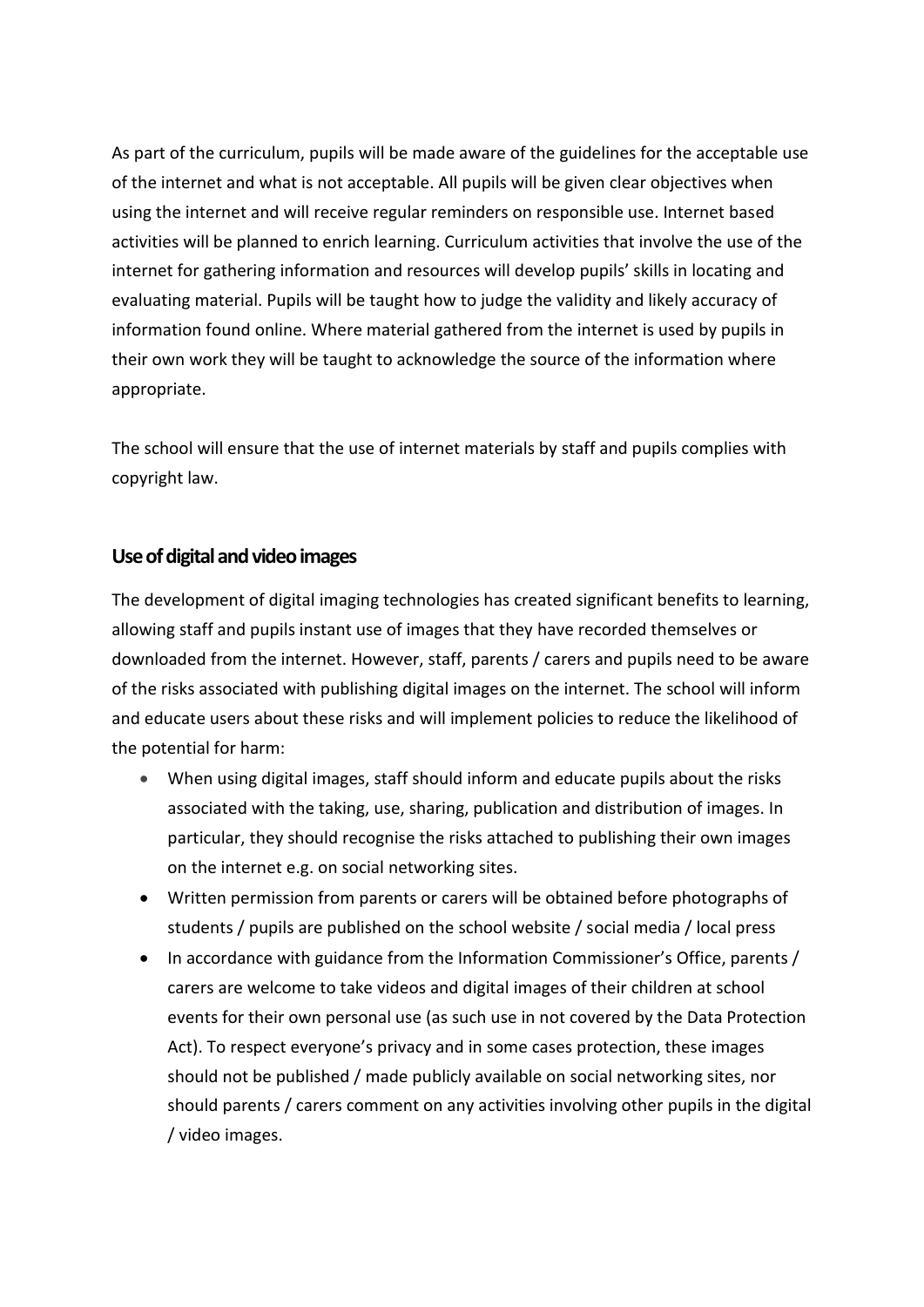As part of the curriculum, pupils will be made aware of the guidelines for the acceptable use of the internet and what is not acceptable. All pupils will be given clear objectives when using the internet and will receive regular reminders on responsible use. Internet based activities will be planned to enrich learning. Curriculum activities that involve the use of the internet for gathering information and resources will develop pupils' skills in locating and evaluating material. Pupils will be taught how to judge the validity and likely accuracy of information found online. Where material gathered from the internet is used by pupils in their own work they will be taught to acknowledge the source of the information where appropriate.

The school will ensure that the use of internet materials by staff and pupils complies with copyright law.

## Use of digital and video images

The development of digital imaging technologies has created significant benefits to learning, allowing staff and pupils instant use of images that they have recorded themselves or downloaded from the internet. However, staff, parents / carers and pupils need to be aware of the risks associated with publishing digital images on the internet. The school will inform and educate users about these risks and will implement policies to reduce the likelihood of the potential for harm:

- When using digital images, staff should inform and educate pupils about the risks associated with the taking, use, sharing, publication and distribution of images. In particular, they should recognise the risks attached to publishing their own images on the internet e.g. on social networking sites.
- Written permission from parents or carers will be obtained before photographs of students / pupils are published on the school website / social media / local press
- In accordance with guidance from the Information Commissioner's Office, parents / carers are welcome to take videos and digital images of their children at school events for their own personal use (as such use in not covered by the Data Protection Act). To respect everyone's privacy and in some cases protection, these images should not be published / made publicly available on social networking sites, nor should parents / carers comment on any activities involving other pupils in the digital / video images.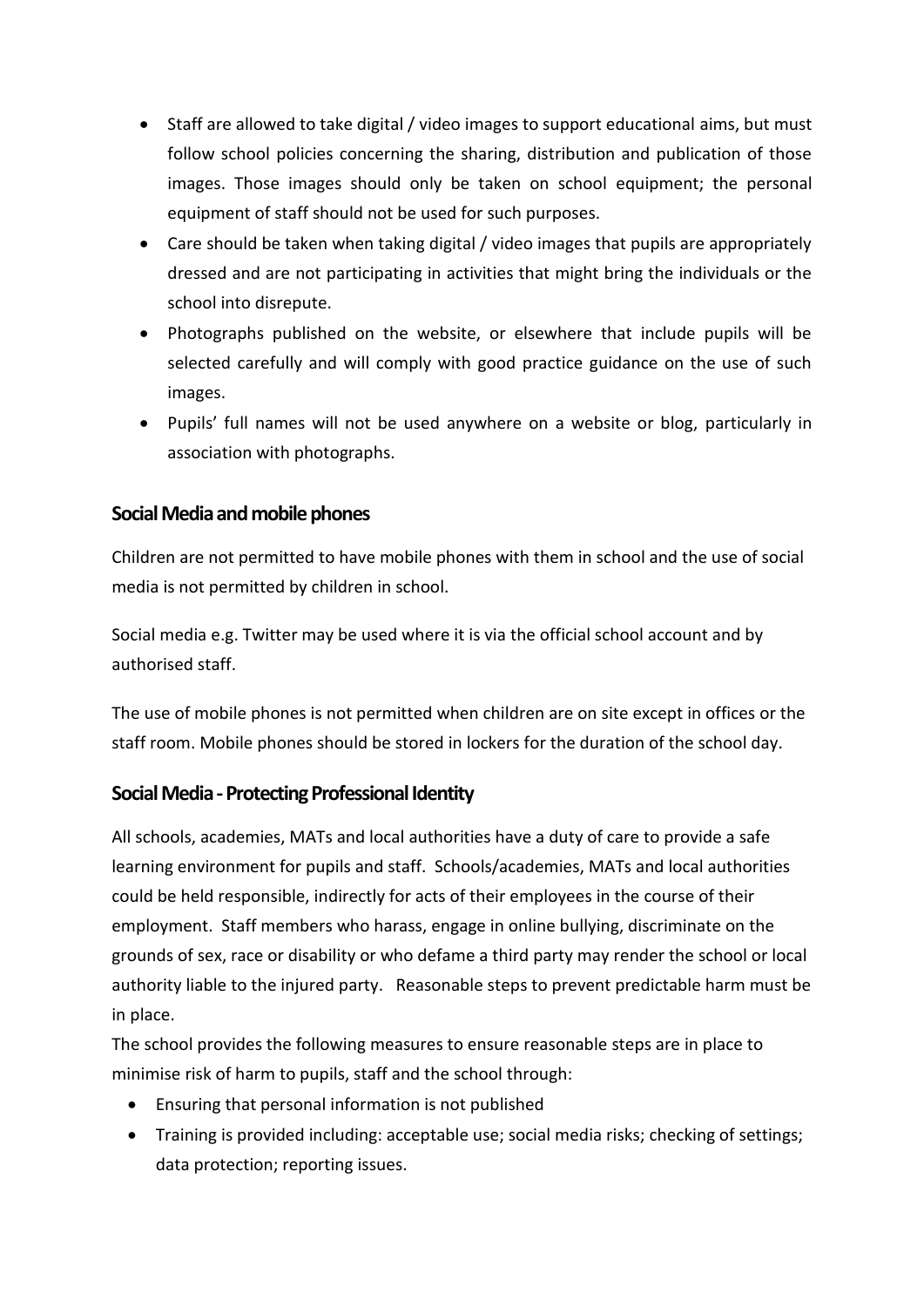- Staff are allowed to take digital / video images to support educational aims, but must follow school policies concerning the sharing, distribution and publication of those images. Those images should only be taken on school equipment; the personal equipment of staff should not be used for such purposes.
- Care should be taken when taking digital / video images that pupils are appropriately dressed and are not participating in activities that might bring the individuals or the school into disrepute.
- Photographs published on the website, or elsewhere that include pupils will be selected carefully and will comply with good practice guidance on the use of such images.
- Pupils' full names will not be used anywhere on a website or blog, particularly in association with photographs.

## Social Media and mobile phones

Children are not permitted to have mobile phones with them in school and the use of social media is not permitted by children in school.

Social media e.g. Twitter may be used where it is via the official school account and by authorised staff.

The use of mobile phones is not permitted when children are on site except in offices or the staff room. Mobile phones should be stored in lockers for the duration of the school day.

## Social Media - Protecting Professional Identity

All schools, academies, MATs and local authorities have a duty of care to provide a safe learning environment for pupils and staff. Schools/academies, MATs and local authorities could be held responsible, indirectly for acts of their employees in the course of their employment. Staff members who harass, engage in online bullying, discriminate on the grounds of sex, race or disability or who defame a third party may render the school or local authority liable to the injured party. Reasonable steps to prevent predictable harm must be in place.

The school provides the following measures to ensure reasonable steps are in place to minimise risk of harm to pupils, staff and the school through:

- Ensuring that personal information is not published
- Training is provided including: acceptable use; social media risks; checking of settings; data protection; reporting issues.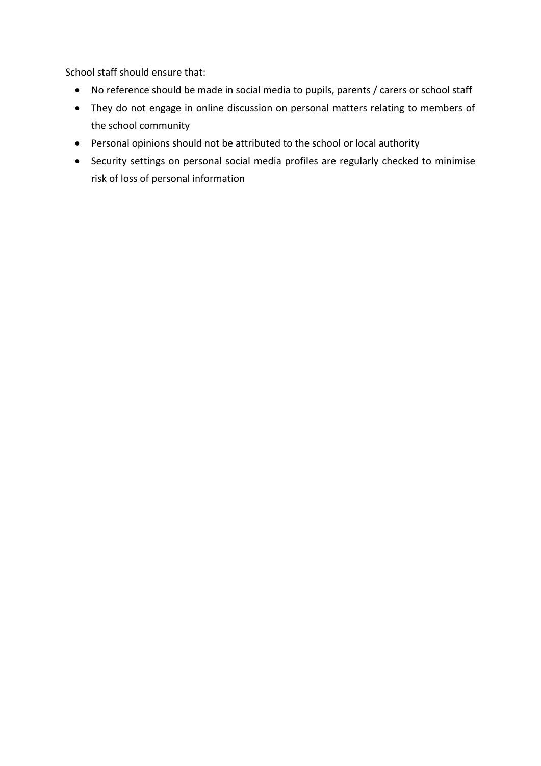School staff should ensure that:

- No reference should be made in social media to pupils, parents / carers or school staff
- They do not engage in online discussion on personal matters relating to members of the school community
- Personal opinions should not be attributed to the school or local authority
- Security settings on personal social media profiles are regularly checked to minimise risk of loss of personal information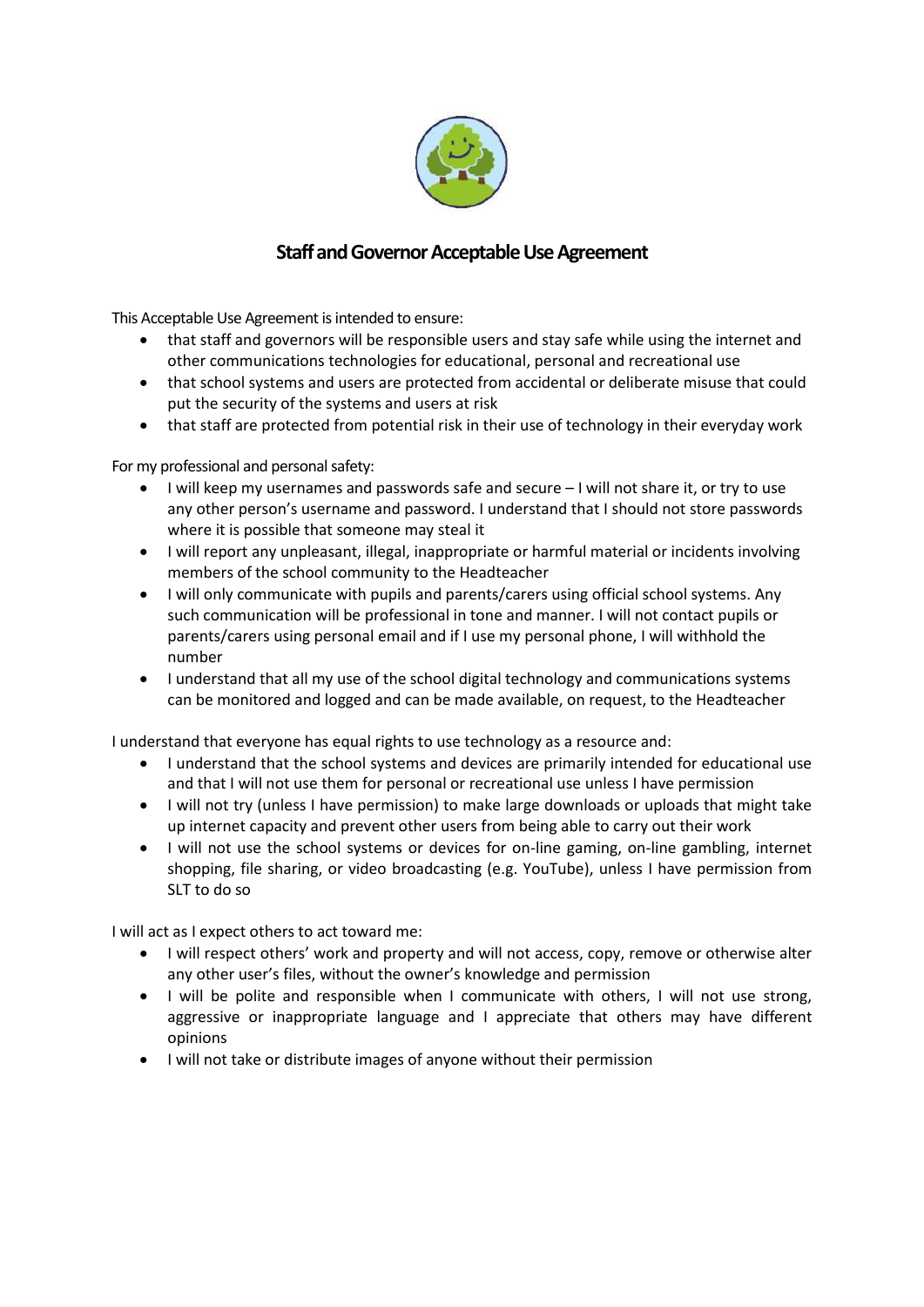## Staff and Governor Acceptable Use Agreement

This Acceptable Use Agreement is intended to ensure:

- that staff and governors will be responsible users and stay safe while using the internet and other communications technologies for educational, personal and recreational use
- that school systems and users are protected from accidental or deliberate misuse that could put the security of the systems and users at risk
- that staff are protected from potential risk in their use of technology in their everyday work

For my professional and personal safety:

- I will keep my usernames and passwords safe and secure – I will not share it, or try to use any other person's username and password. I understand that I should not store passwords where it is possible that someone may steal it
- I will report any unpleasant, illegal, inappropriate or harmful material or incidents involving members of the school community to the Headteacher
- I will only communicate with pupils and parents/carers using official school systems. Any such communication will be professional in tone and manner. I will not contact pupils or parents/carers using personal email and if I use my personal phone, I will withhold the number
- I understand that all my use of the school digital technology and communications systems can be monitored and logged and can be made available, on request, to the Headteacher

I understand that everyone has equal rights to use technology as a resource and:

- I understand that the school systems and devices are primarily intended for educational use and that I will not use them for personal or recreational use unless I have permission
- I will not try (unless I have permission) to make large downloads or uploads that might take up internet capacity and prevent other users from being able to carry out their work
- I will not use the school systems or devices for on-line gaming, on-line gambling, internet shopping, file sharing, or video broadcasting (e.g. YouTube), unless I have permission from SLT to do so

I will act as I expect others to act toward me:

- I will respect others' work and property and will not access, copy, remove or otherwise alter any other user's files, without the owner's knowledge and permission
- I will be polite and responsible when I communicate with others, I will not use strong, aggressive or inappropriate language and I appreciate that others may have different opinions
- I will not take or distribute images of anyone without their permission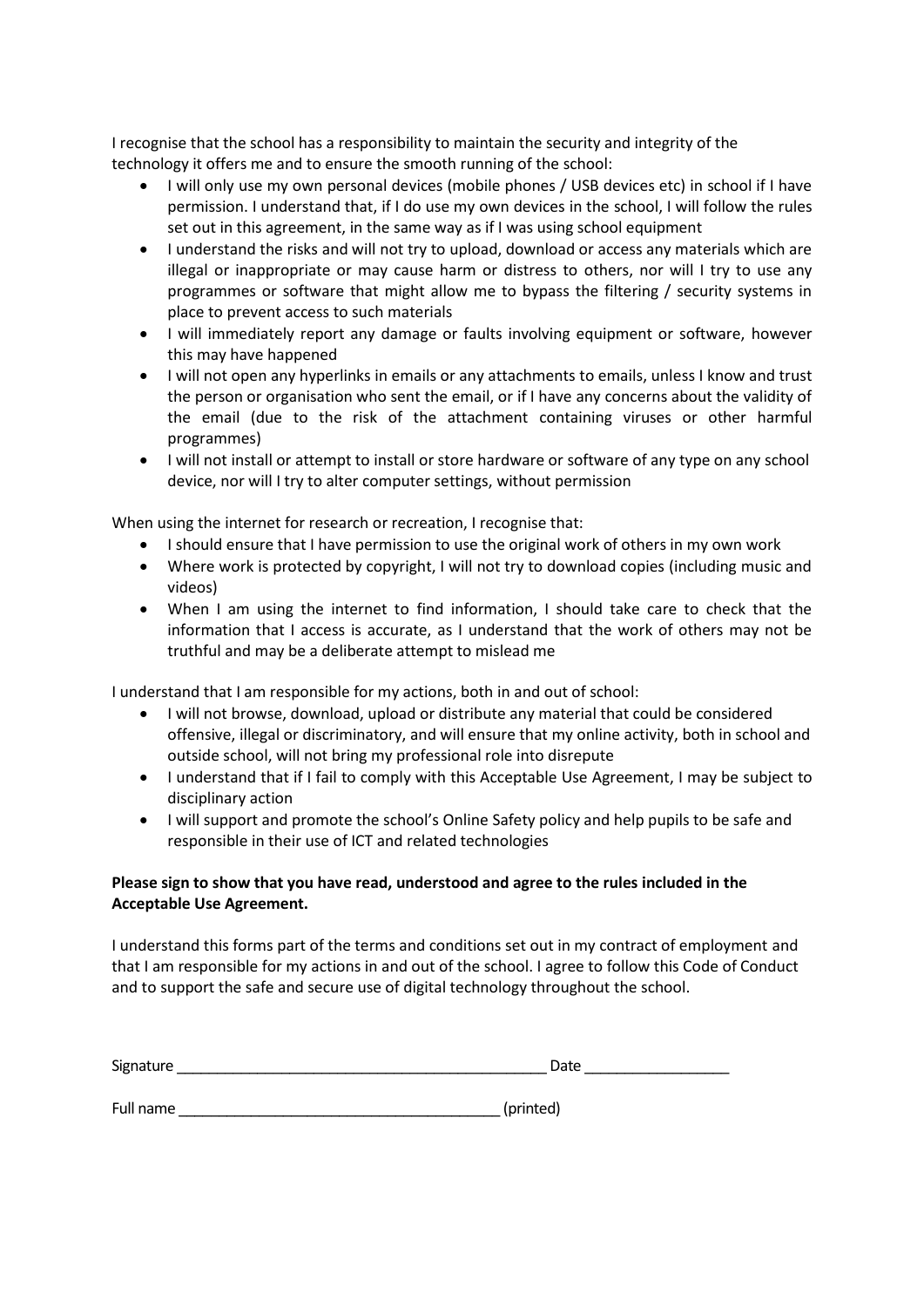I recognise that the school has a responsibility to maintain the security and integrity of the technology it offers me and to ensure the smooth running of the school:

- I will only use my own personal devices (mobile phones / USB devices etc) in school if I have permission. I understand that, if I do use my own devices in the school, I will follow the rules set out in this agreement, in the same way as if I was using school equipment
- I understand the risks and will not try to upload, download or access any materials which are illegal or inappropriate or may cause harm or distress to others, nor will I try to use any programmes or software that might allow me to bypass the filtering / security systems in place to prevent access to such materials
- I will immediately report any damage or faults involving equipment or software, however this may have happened
- I will not open any hyperlinks in emails or any attachments to emails, unless I know and trust the person or organisation who sent the email, or if I have any concerns about the validity of the email (due to the risk of the attachment containing viruses or other harmful programmes)
- I will not install or attempt to install or store hardware or software of any type on any school device, nor will I try to alter computer settings, without permission

When using the internet for research or recreation, I recognise that:

- I should ensure that I have permission to use the original work of others in my own work
- Where work is protected by copyright, I will not try to download copies (including music and videos)
- When I am using the internet to find information, I should take care to check that the information that I access is accurate, as I understand that the work of others may not be truthful and may be a deliberate attempt to mislead me

I understand that I am responsible for my actions, both in and out of school:

- I will not browse, download, upload or distribute any material that could be considered offensive, illegal or discriminatory, and will ensure that my online activity, both in school and outside school, will not bring my professional role into disrepute
- I understand that if I fail to comply with this Acceptable Use Agreement, I may be subject to disciplinary action
- I will support and promote the school's Online Safety policy and help pupils to be safe and responsible in their use of ICT and related technologies

**Please sign to show that you have read, understood and agree to the rules included in the Acceptable Use Agreement.**

I understand this forms part of the terms and conditions set out in my contract of employment and that I am responsible for my actions in and out of the school. I agree to follow this Code of Conduct and to support the safe and secure use of digital technology throughout the school.

Signature _____________________________________________ Date _________________

Full name _______________________________________ (printed)